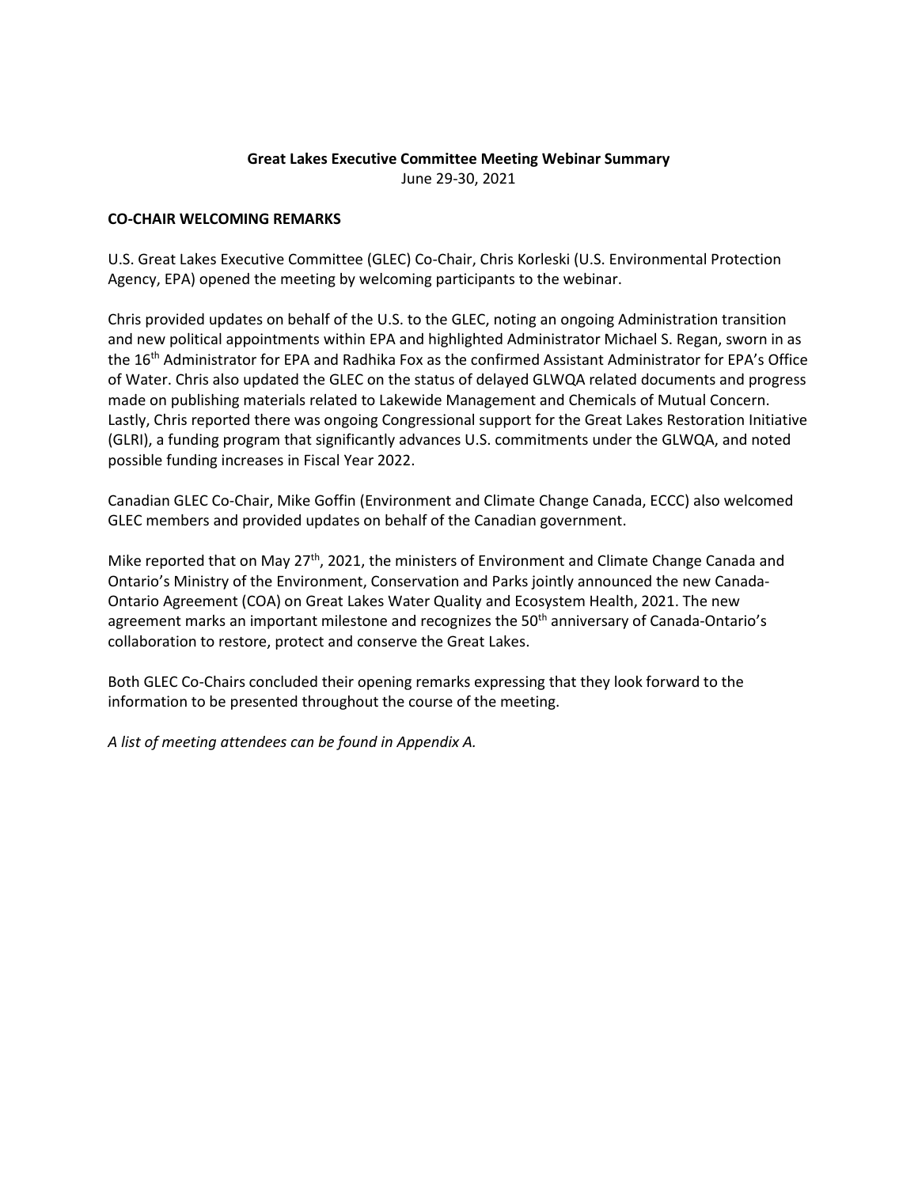# Great Lakes Executive Committee Meeting Webinar Summary

June 29-30, 2021

## CO-CHAIR WELCOMING REMARKS

U.S. Great Lakes Executive Committee (GLEC) Co-Chair, Chris Korleski (U.S. Environmental Protection Agency, EPA) opened the meeting by welcoming participants to the webinar.

Chris provided updates on behalf of the U.S. to the GLEC, noting an ongoing Administration transition and new political appointments within EPA and highlighted Administrator Michael S. Regan, sworn in as the 16th Administrator for EPA and Radhika Fox as the confirmed Assistant Administrator for EPA's Office of Water. Chris also updated the GLEC on the status of delayed GLWQA related documents and progress made on publishing materials related to Lakewide Management and Chemicals of Mutual Concern. Lastly, Chris reported there was ongoing Congressional support for the Great Lakes Restoration Initiative (GLRI), a funding program that significantly advances U.S. commitments under the GLWQA, and noted possible funding increases in Fiscal Year 2022.

Canadian GLEC Co-Chair, Mike Goffin (Environment and Climate Change Canada, ECCC) also welcomed GLEC members and provided updates on behalf of the Canadian government.

Mike reported that on May 27th, 2021, the ministers of Environment and Climate Change Canada and Ontario's Ministry of the Environment, Conservation and Parks jointly announced the new Canada-Ontario Agreement (COA) on Great Lakes Water Quality and Ecosystem Health, 2021. The new agreement marks an important milestone and recognizes the 50th anniversary of Canada-Ontario's collaboration to restore, protect and conserve the Great Lakes.

Both GLEC Co-Chairs concluded their opening remarks expressing that they look forward to the information to be presented throughout the course of the meeting.

*A list of meeting attendees can be found in Appendix A.*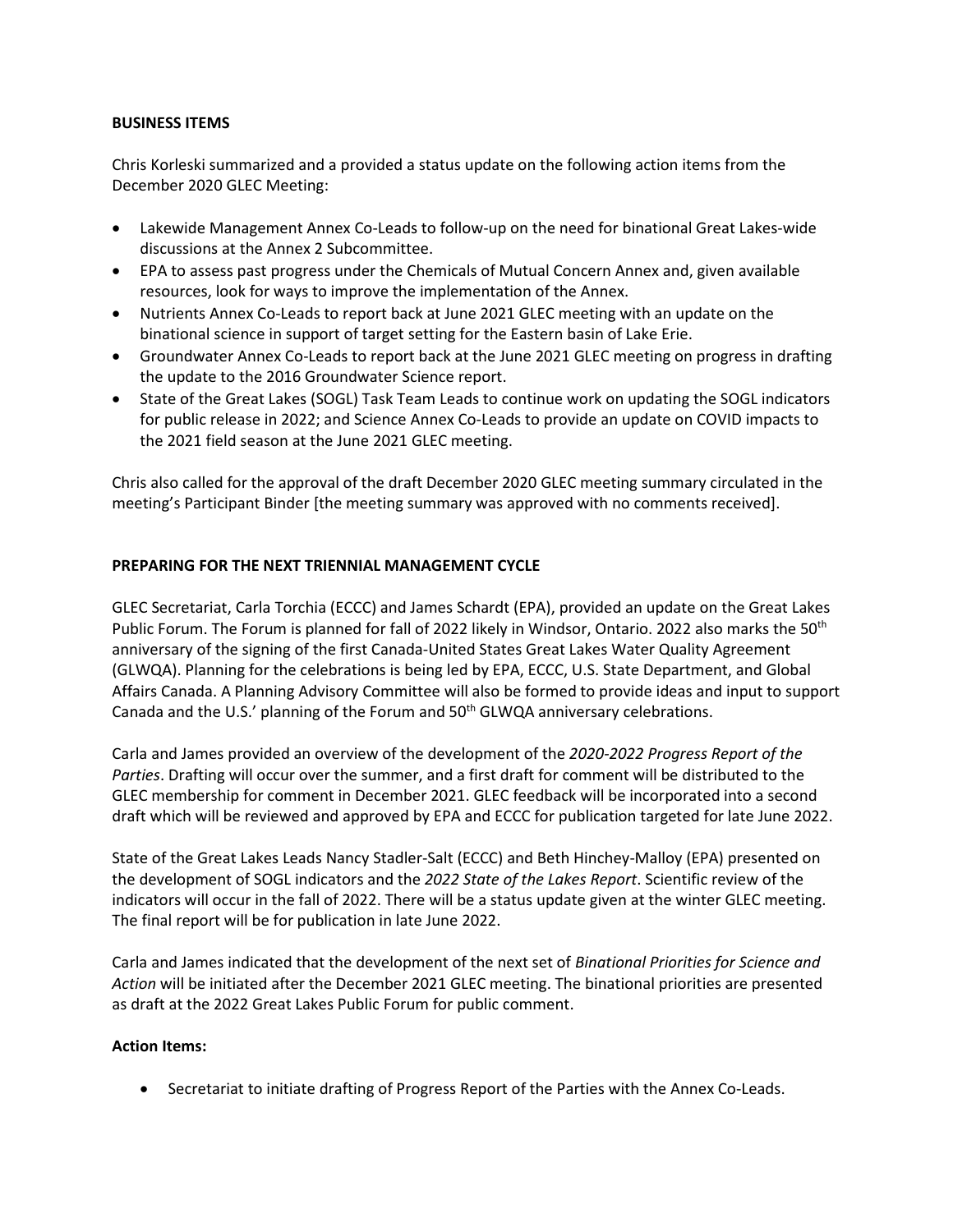## BUSINESS ITEMS

Chris Korleski summarized and a provided a status update on the following action items from the December 2020 GLEC Meeting:

- Lakewide Management Annex Co-Leads to follow-up on the need for binational Great Lakes-wide discussions at the Annex 2 Subcommittee.
- EPA to assess past progress under the Chemicals of Mutual Concern Annex and, given available resources, look for ways to improve the implementation of the Annex.
- Nutrients Annex Co-Leads to report back at June 2021 GLEC meeting with an update on the binational science in support of target setting for the Eastern basin of Lake Erie.
- Groundwater Annex Co-Leads to report back at the June 2021 GLEC meeting on progress in drafting the update to the 2016 Groundwater Science report.
- State of the Great Lakes (SOGL) Task Team Leads to continue work on updating the SOGL indicators for public release in 2022; and Science Annex Co-Leads to provide an update on COVID impacts to the 2021 field season at the June 2021 GLEC meeting.

Chris also called for the approval of the draft December 2020 GLEC meeting summary circulated in the meeting's Participant Binder [the meeting summary was approved with no comments received].

## PREPARING FOR THE NEXT TRIENNIAL MANAGEMENT CYCLE

GLEC Secretariat, Carla Torchia (ECCC) and James Schardt (EPA), provided an update on the Great Lakes Public Forum. The Forum is planned for fall of 2022 likely in Windsor, Ontario. 2022 also marks the 50th anniversary of the signing of the first Canada-United States Great Lakes Water Quality Agreement (GLWQA). Planning for the celebrations is being led by EPA, ECCC, U.S. State Department, and Global Affairs Canada. A Planning Advisory Committee will also be formed to provide ideas and input to support Canada and the U.S.' planning of the Forum and 50th GLWQA anniversary celebrations.

Carla and James provided an overview of the development of the *2020-2022 Progress Report of the Parties*. Drafting will occur over the summer, and a first draft for comment will be distributed to the GLEC membership for comment in December 2021. GLEC feedback will be incorporated into a second draft which will be reviewed and approved by EPA and ECCC for publication targeted for late June 2022.

State of the Great Lakes Leads Nancy Stadler-Salt (ECCC) and Beth Hinchey-Malloy (EPA) presented on the development of SOGL indicators and the *2022 State of the Lakes Report*. Scientific review of the indicators will occur in the fall of 2022. There will be a status update given at the winter GLEC meeting. The final report will be for publication in late June 2022.

Carla and James indicated that the development of the next set of *Binational Priorities for Science and Action* will be initiated after the December 2021 GLEC meeting. The binational priorities are presented as draft at the 2022 Great Lakes Public Forum for public comment.

### Action Items:

- Secretariat to initiate drafting of Progress Report of the Parties with the Annex Co-Leads.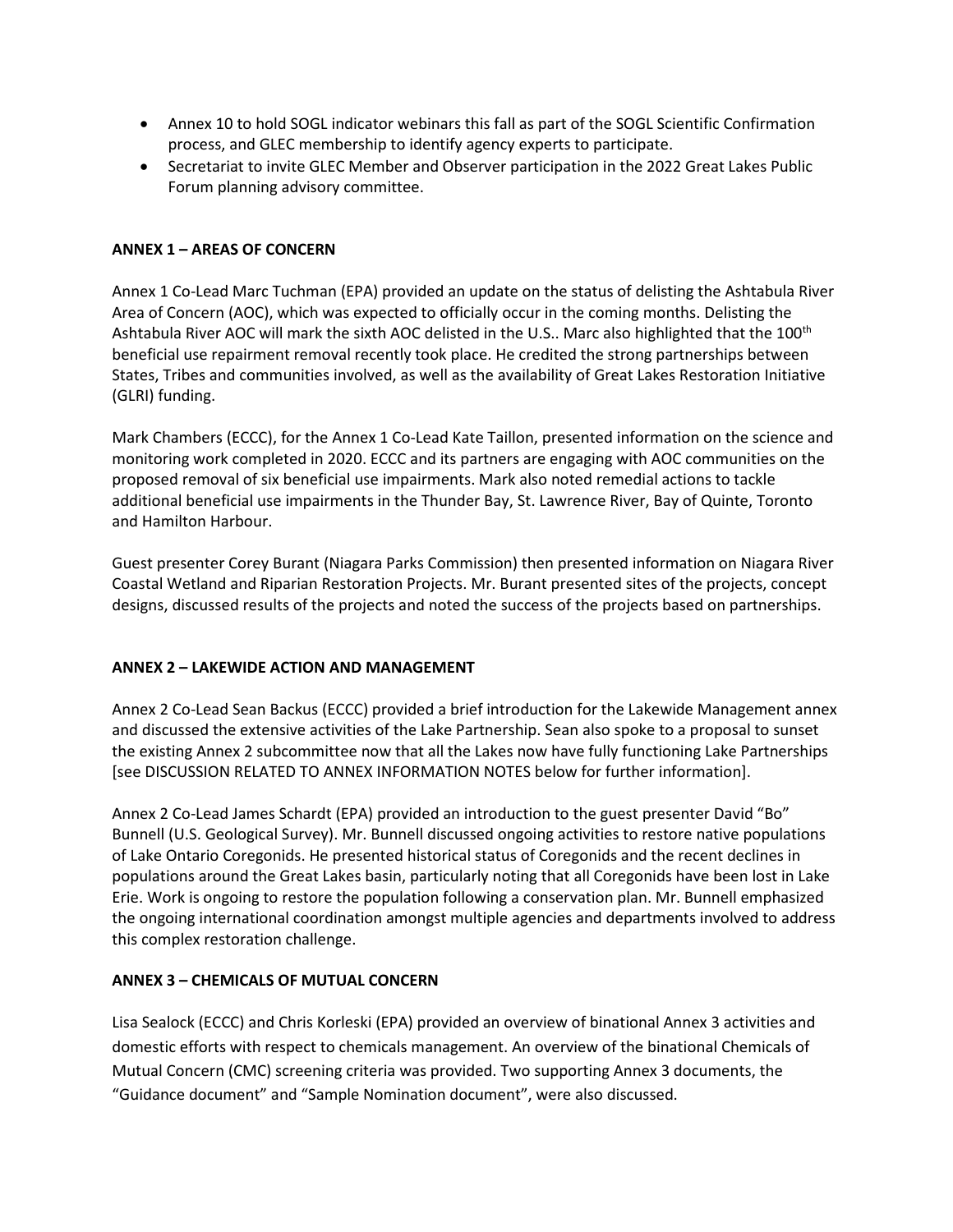- Annex 10 to hold SOGL indicator webinars this fall as part of the SOGL Scientific Confirmation process, and GLEC membership to identify agency experts to participate.
- Secretariat to invite GLEC Member and Observer participation in the 2022 Great Lakes Public Forum planning advisory committee.

**ANNEX 1 – AREAS OF CONCERN**

Annex 1 Co-Lead Marc Tuchman (EPA) provided an update on the status of delisting the Ashtabula River Area of Concern (AOC), which was expected to officially occur in the coming months. Delisting the Ashtabula River AOC will mark the sixth AOC delisted in the U.S.. Marc also highlighted that the 100th beneficial use repairment removal recently took place. He credited the strong partnerships between States, Tribes and communities involved, as well as the availability of Great Lakes Restoration Initiative (GLRI) funding.

Mark Chambers (ECCC), for the Annex 1 Co-Lead Kate Taillon, presented information on the science and monitoring work completed in 2020. ECCC and its partners are engaging with AOC communities on the proposed removal of six beneficial use impairments. Mark also noted remedial actions to tackle additional beneficial use impairments in the Thunder Bay, St. Lawrence River, Bay of Quinte, Toronto and Hamilton Harbour.

Guest presenter Corey Burant (Niagara Parks Commission) then presented information on Niagara River Coastal Wetland and Riparian Restoration Projects. Mr. Burant presented sites of the projects, concept designs, discussed results of the projects and noted the success of the projects based on partnerships.

**ANNEX 2 – LAKEWIDE ACTION AND MANAGEMENT**

Annex 2 Co-Lead Sean Backus (ECCC) provided a brief introduction for the Lakewide Management annex and discussed the extensive activities of the Lake Partnership. Sean also spoke to a proposal to sunset the existing Annex 2 subcommittee now that all the Lakes now have fully functioning Lake Partnerships [see DISCUSSION RELATED TO ANNEX INFORMATION NOTES below for further information].

Annex 2 Co-Lead James Schardt (EPA) provided an introduction to the guest presenter David "Bo" Bunnell (U.S. Geological Survey). Mr. Bunnell discussed ongoing activities to restore native populations of Lake Ontario Coregonids. He presented historical status of Coregonids and the recent declines in populations around the Great Lakes basin, particularly noting that all Coregonids have been lost in Lake Erie. Work is ongoing to restore the population following a conservation plan. Mr. Bunnell emphasized the ongoing international coordination amongst multiple agencies and departments involved to address this complex restoration challenge.

**ANNEX 3 – CHEMICALS OF MUTUAL CONCERN**

Lisa Sealock (ECCC) and Chris Korleski (EPA) provided an overview of binational Annex 3 activities and domestic efforts with respect to chemicals management. An overview of the binational Chemicals of Mutual Concern (CMC) screening criteria was provided. Two supporting Annex 3 documents, the "Guidance document" and "Sample Nomination document", were also discussed.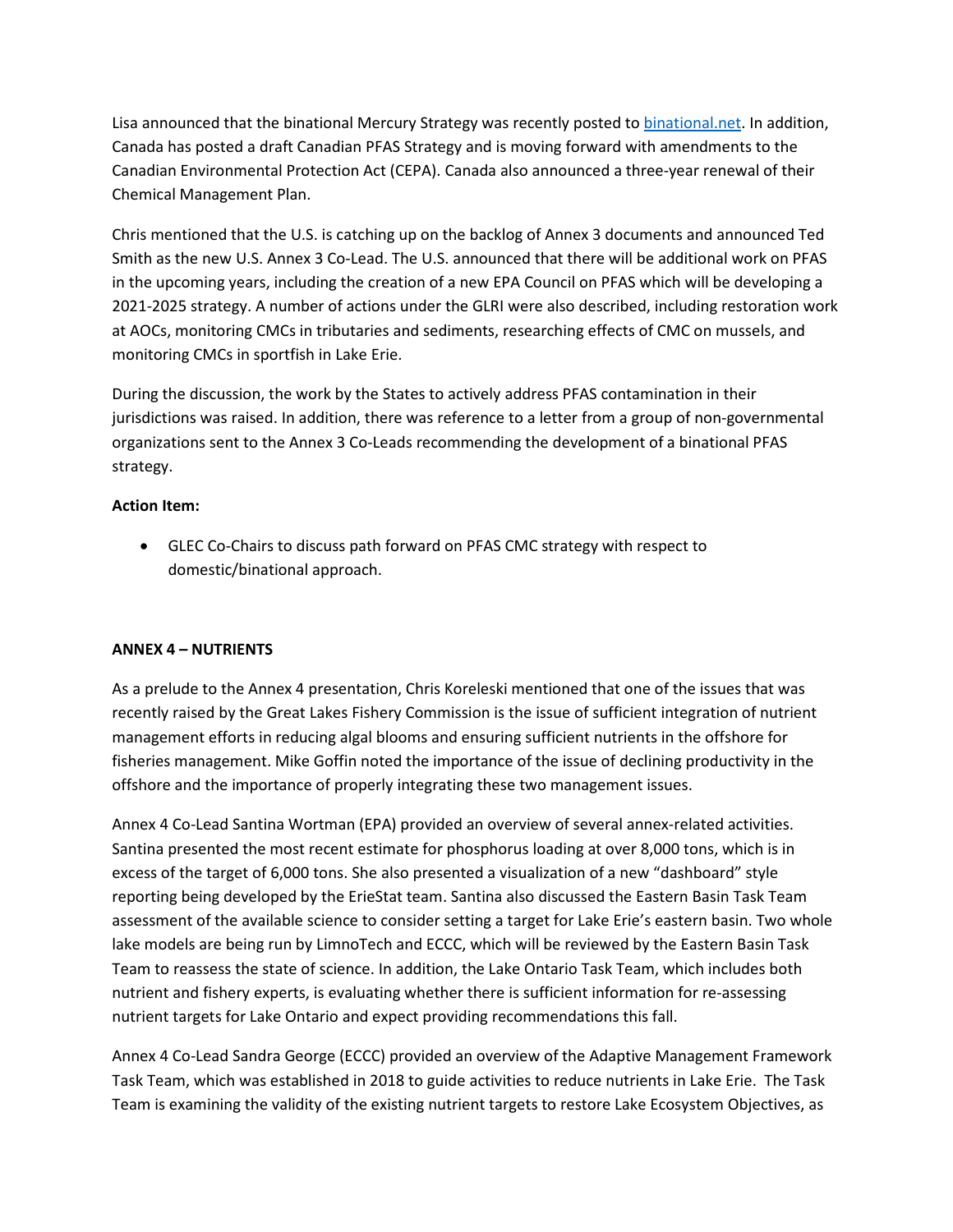Lisa announced that the binational Mercury Strategy was recently posted to [binational.net](binational.net). In addition, Canada has posted a draft Canadian PFAS Strategy and is moving forward with amendments to the Canadian Environmental Protection Act (CEPA). Canada also announced a three-year renewal of their Chemical Management Plan.

Chris mentioned that the U.S. is catching up on the backlog of Annex 3 documents and announced Ted Smith as the new U.S. Annex 3 Co-Lead. The U.S. announced that there will be additional work on PFAS in the upcoming years, including the creation of a new EPA Council on PFAS which will be developing a 2021-2025 strategy. A number of actions under the GLRI were also described, including restoration work at AOCs, monitoring CMCs in tributaries and sediments, researching effects of CMC on mussels, and monitoring CMCs in sportfish in Lake Erie.

During the discussion, the work by the States to actively address PFAS contamination in their jurisdictions was raised. In addition, there was reference to a letter from a group of non-governmental organizations sent to the Annex 3 Co-Leads recommending the development of a binational PFAS strategy.

**Action Item:**

- GLEC Co-Chairs to discuss path forward on PFAS CMC strategy with respect to domestic/binational approach.

**ANNEX 4 – NUTRIENTS**

As a prelude to the Annex 4 presentation, Chris Koreleski mentioned that one of the issues that was recently raised by the Great Lakes Fishery Commission is the issue of sufficient integration of nutrient management efforts in reducing algal blooms and ensuring sufficient nutrients in the offshore for fisheries management. Mike Goffin noted the importance of the issue of declining productivity in the offshore and the importance of properly integrating these two management issues.

Annex 4 Co-Lead Santina Wortman (EPA) provided an overview of several annex-related activities. Santina presented the most recent estimate for phosphorus loading at over 8,000 tons, which is in excess of the target of 6,000 tons. She also presented a visualization of a new "dashboard" style reporting being developed by the ErieStat team. Santina also discussed the Eastern Basin Task Team assessment of the available science to consider setting a target for Lake Erie's eastern basin. Two whole lake models are being run by LimnoTech and ECCC, which will be reviewed by the Eastern Basin Task Team to reassess the state of science. In addition, the Lake Ontario Task Team, which includes both nutrient and fishery experts, is evaluating whether there is sufficient information for re-assessing nutrient targets for Lake Ontario and expect providing recommendations this fall.

Annex 4 Co-Lead Sandra George (ECCC) provided an overview of the Adaptive Management Framework Task Team, which was established in 2018 to guide activities to reduce nutrients in Lake Erie. The Task Team is examining the validity of the existing nutrient targets to restore Lake Ecosystem Objectives, as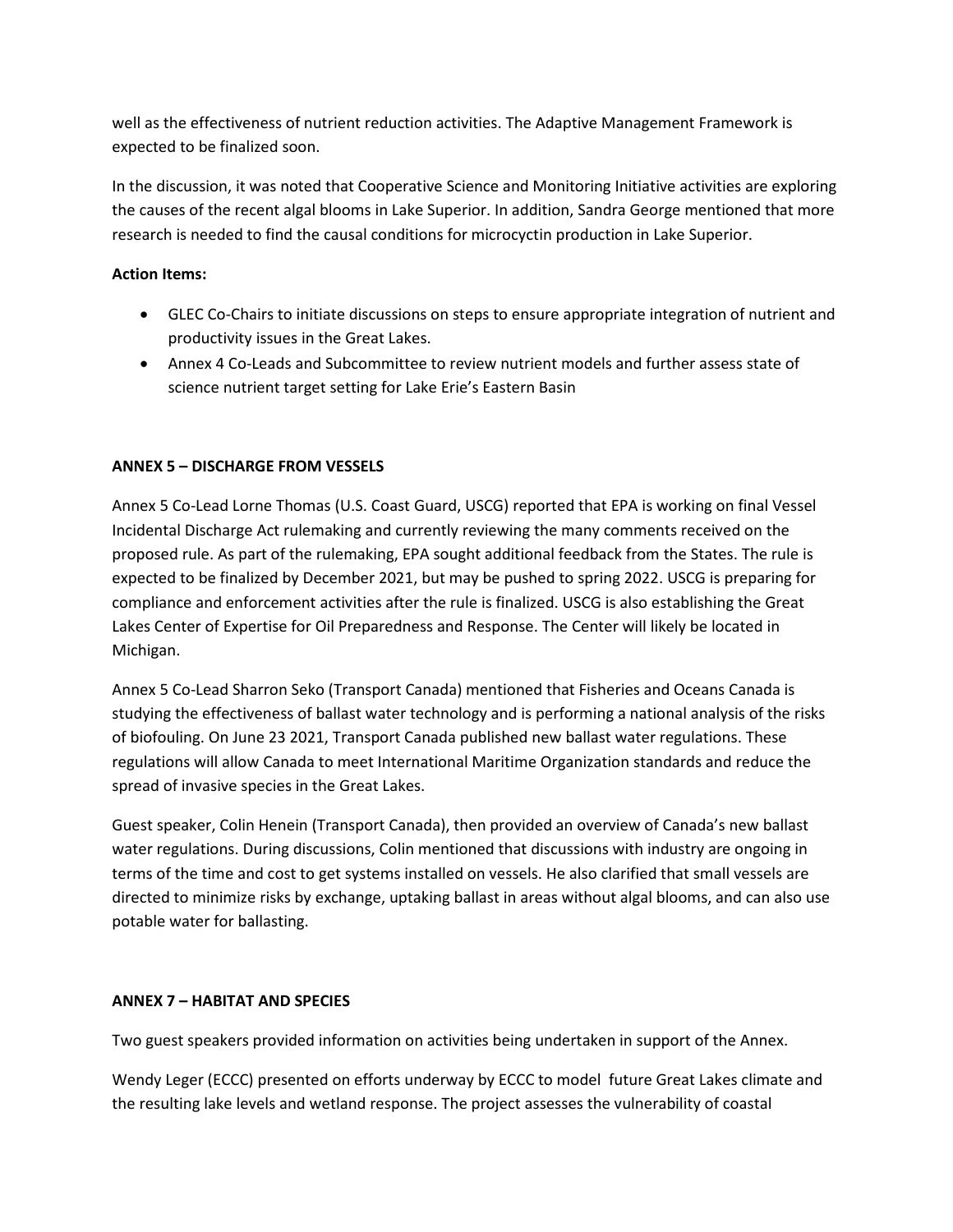well as the effectiveness of nutrient reduction activities. The Adaptive Management Framework is expected to be finalized soon.

In the discussion, it was noted that Cooperative Science and Monitoring Initiative activities are exploring the causes of the recent algal blooms in Lake Superior. In addition, Sandra George mentioned that more research is needed to find the causal conditions for microcyctin production in Lake Superior.

**Action Items:**

- GLEC Co-Chairs to initiate discussions on steps to ensure appropriate integration of nutrient and productivity issues in the Great Lakes.
- Annex 4 Co-Leads and Subcommittee to review nutrient models and further assess state of science nutrient target setting for Lake Erie's Eastern Basin

**ANNEX 5 – DISCHARGE FROM VESSELS**

Annex 5 Co-Lead Lorne Thomas (U.S. Coast Guard, USCG) reported that EPA is working on final Vessel Incidental Discharge Act rulemaking and currently reviewing the many comments received on the proposed rule. As part of the rulemaking, EPA sought additional feedback from the States. The rule is expected to be finalized by December 2021, but may be pushed to spring 2022. USCG is preparing for compliance and enforcement activities after the rule is finalized. USCG is also establishing the Great Lakes Center of Expertise for Oil Preparedness and Response. The Center will likely be located in Michigan.

Annex 5 Co-Lead Sharron Seko (Transport Canada) mentioned that Fisheries and Oceans Canada is studying the effectiveness of ballast water technology and is performing a national analysis of the risks of biofouling. On June 23 2021, Transport Canada published new ballast water regulations. These regulations will allow Canada to meet International Maritime Organization standards and reduce the spread of invasive species in the Great Lakes.

Guest speaker, Colin Henein (Transport Canada), then provided an overview of Canada's new ballast water regulations. During discussions, Colin mentioned that discussions with industry are ongoing in terms of the time and cost to get systems installed on vessels. He also clarified that small vessels are directed to minimize risks by exchange, uptaking ballast in areas without algal blooms, and can also use potable water for ballasting.

**ANNEX 7 – HABITAT AND SPECIES**

Two guest speakers provided information on activities being undertaken in support of the Annex.

Wendy Leger (ECCC) presented on efforts underway by ECCC to model future Great Lakes climate and the resulting lake levels and wetland response. The project assesses the vulnerability of coastal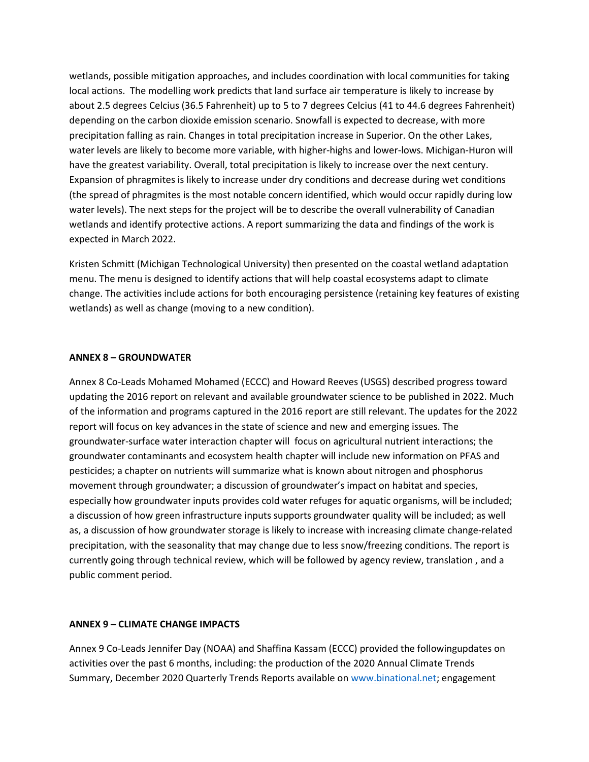wetlands, possible mitigation approaches, and includes coordination with local communities for taking local actions. The modelling work predicts that land surface air temperature is likely to increase by about 2.5 degrees Celcius (36.5 Fahrenheit) up to 5 to 7 degrees Celcius (41 to 44.6 degrees Fahrenheit) depending on the carbon dioxide emission scenario. Snowfall is expected to decrease, with more precipitation falling as rain. Changes in total precipitation increase in Superior. On the other Lakes, water levels are likely to become more variable, with higher-highs and lower-lows. Michigan-Huron will have the greatest variability. Overall, total precipitation is likely to increase over the next century. Expansion of phragmites is likely to increase under dry conditions and decrease during wet conditions (the spread of phragmites is the most notable concern identified, which would occur rapidly during low water levels). The next steps for the project will be to describe the overall vulnerability of Canadian wetlands and identify protective actions. A report summarizing the data and findings of the work is expected in March 2022.

Kristen Schmitt (Michigan Technological University) then presented on the coastal wetland adaptation menu. The menu is designed to identify actions that will help coastal ecosystems adapt to climate change. The activities include actions for both encouraging persistence (retaining key features of existing wetlands) as well as change (moving to a new condition).

**ANNEX 8 – GROUNDWATER**

Annex 8 Co-Leads Mohamed Mohamed (ECCC) and Howard Reeves (USGS) described progress toward updating the 2016 report on relevant and available groundwater science to be published in 2022. Much of the information and programs captured in the 2016 report are still relevant. The updates for the 2022 report will focus on key advances in the state of science and new and emerging issues. The groundwater-surface water interaction chapter will focus on agricultural nutrient interactions; the groundwater contaminants and ecosystem health chapter will include new information on PFAS and pesticides; a chapter on nutrients will summarize what is known about nitrogen and phosphorus movement through groundwater; a discussion of groundwater's impact on habitat and species, especially how groundwater inputs provides cold water refuges for aquatic organisms, will be included; a discussion of how green infrastructure inputs supports groundwater quality will be included; as well as, a discussion of how groundwater storage is likely to increase with increasing climate change-related precipitation, with the seasonality that may change due to less snow/freezing conditions. The report is currently going through technical review, which will be followed by agency review, translation , and a public comment period.

**ANNEX 9 – CLIMATE CHANGE IMPACTS**

Annex 9 Co-Leads Jennifer Day (NOAA) and Shaffina Kassam (ECCC) provided the followingupdates on activities over the past 6 months, including: the production of the 2020 Annual Climate Trends Summary, December 2020 Quarterly Trends Reports available on [www.binational.net](www.binational.net); engagement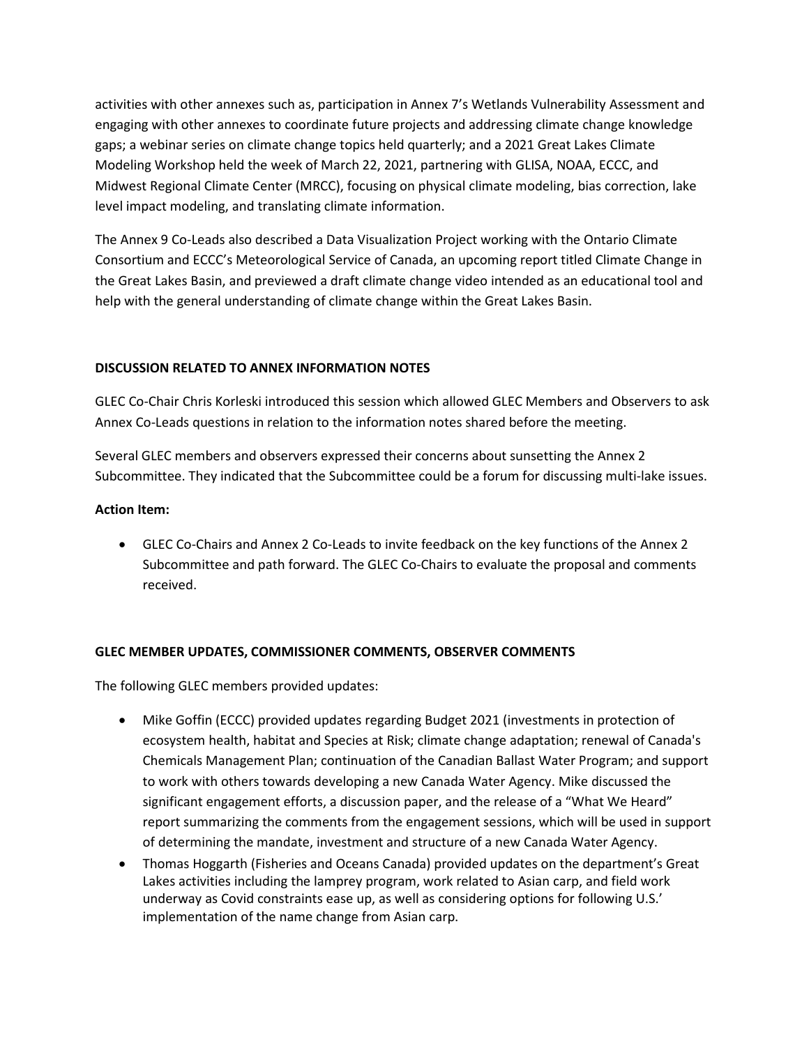activities with other annexes such as, participation in Annex 7's Wetlands Vulnerability Assessment and engaging with other annexes to coordinate future projects and addressing climate change knowledge gaps; a webinar series on climate change topics held quarterly; and a 2021 Great Lakes Climate Modeling Workshop held the week of March 22, 2021, partnering with GLISA, NOAA, ECCC, and Midwest Regional Climate Center (MRCC), focusing on physical climate modeling, bias correction, lake level impact modeling, and translating climate information.

The Annex 9 Co-Leads also described a Data Visualization Project working with the Ontario Climate Consortium and ECCC's Meteorological Service of Canada, an upcoming report titled Climate Change in the Great Lakes Basin, and previewed a draft climate change video intended as an educational tool and help with the general understanding of climate change within the Great Lakes Basin.

**DISCUSSION RELATED TO ANNEX INFORMATION NOTES**

GLEC Co-Chair Chris Korleski introduced this session which allowed GLEC Members and Observers to ask Annex Co-Leads questions in relation to the information notes shared before the meeting.

Several GLEC members and observers expressed their concerns about sunsetting the Annex 2 Subcommittee. They indicated that the Subcommittee could be a forum for discussing multi-lake issues.

**Action Item:**

- GLEC Co-Chairs and Annex 2 Co-Leads to invite feedback on the key functions of the Annex 2 Subcommittee and path forward. The GLEC Co-Chairs to evaluate the proposal and comments received.

**GLEC MEMBER UPDATES, COMMISSIONER COMMENTS, OBSERVER COMMENTS**

The following GLEC members provided updates:

- Mike Goffin (ECCC) provided updates regarding Budget 2021 (investments in protection of ecosystem health, habitat and Species at Risk; climate change adaptation; renewal of Canada's Chemicals Management Plan; continuation of the Canadian Ballast Water Program; and support to work with others towards developing a new Canada Water Agency. Mike discussed the significant engagement efforts, a discussion paper, and the release of a "What We Heard" report summarizing the comments from the engagement sessions, which will be used in support of determining the mandate, investment and structure of a new Canada Water Agency.
- Thomas Hoggarth (Fisheries and Oceans Canada) provided updates on the department's Great Lakes activities including the lamprey program, work related to Asian carp, and field work underway as Covid constraints ease up, as well as considering options for following U.S.' implementation of the name change from Asian carp.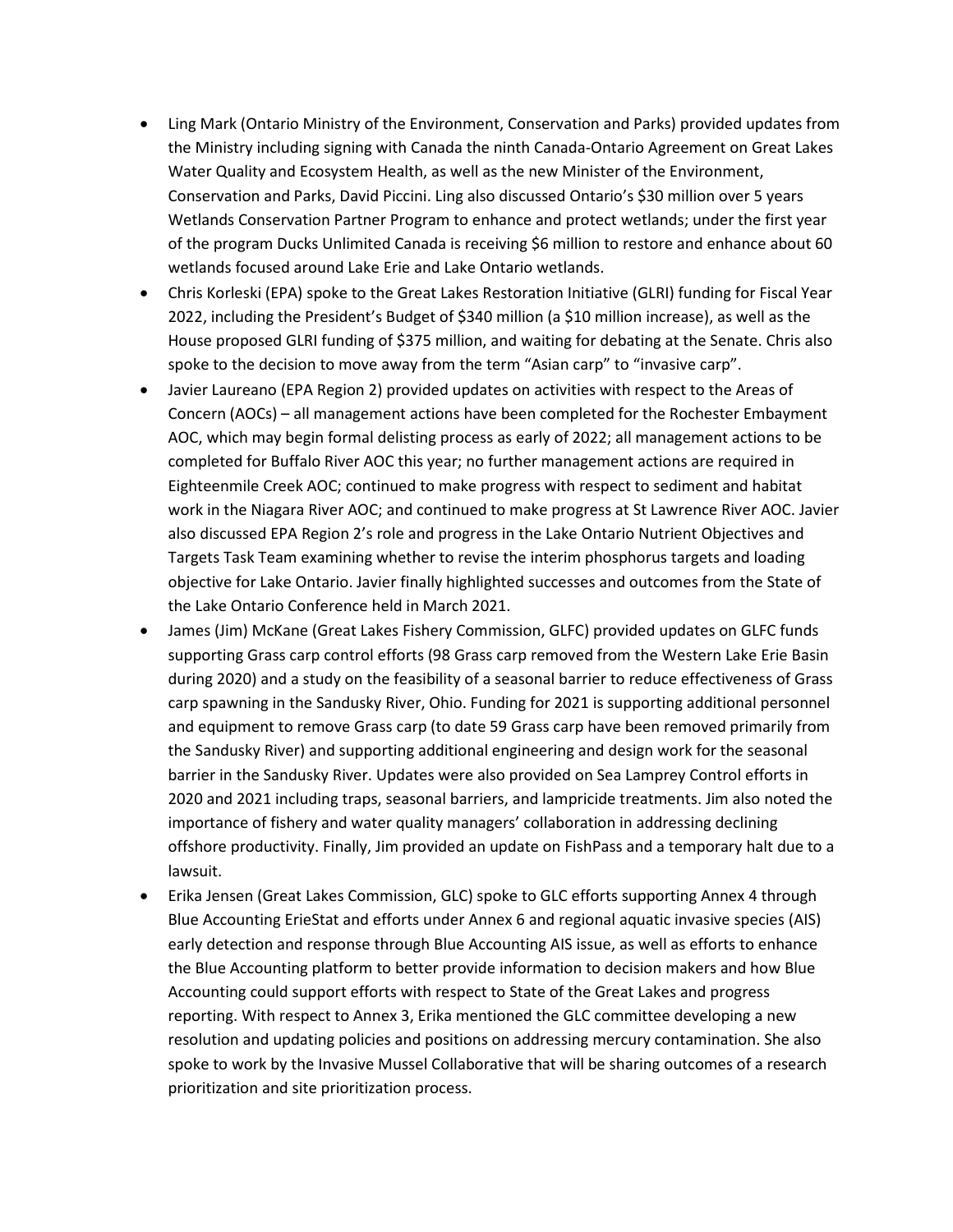- Ling Mark (Ontario Ministry of the Environment, Conservation and Parks) provided updates from the Ministry including signing with Canada the ninth Canada-Ontario Agreement on Great Lakes Water Quality and Ecosystem Health, as well as the new Minister of the Environment, Conservation and Parks, David Piccini. Ling also discussed Ontario's $30 million over 5 years Wetlands Conservation Partner Program to enhance and protect wetlands; under the first year of the program Ducks Unlimited Canada is receiving $6 million to restore and enhance about 60 wetlands focused around Lake Erie and Lake Ontario wetlands.
- Chris Korleski (EPA) spoke to the Great Lakes Restoration Initiative (GLRI) funding for Fiscal Year 2022, including the President's Budget of $340 million (a $10 million increase), as well as the House proposed GLRI funding of $375 million, and waiting for debating at the Senate. Chris also spoke to the decision to move away from the term "Asian carp" to "invasive carp".
- Javier Laureano (EPA Region 2) provided updates on activities with respect to the Areas of Concern (AOCs) – all management actions have been completed for the Rochester Embayment AOC, which may begin formal delisting process as early of 2022; all management actions to be completed for Buffalo River AOC this year; no further management actions are required in Eighteenmile Creek AOC; continued to make progress with respect to sediment and habitat work in the Niagara River AOC; and continued to make progress at St Lawrence River AOC. Javier also discussed EPA Region 2's role and progress in the Lake Ontario Nutrient Objectives and Targets Task Team examining whether to revise the interim phosphorus targets and loading objective for Lake Ontario. Javier finally highlighted successes and outcomes from the State of the Lake Ontario Conference held in March 2021.
- James (Jim) McKane (Great Lakes Fishery Commission, GLFC) provided updates on GLFC funds supporting Grass carp control efforts (98 Grass carp removed from the Western Lake Erie Basin during 2020) and a study on the feasibility of a seasonal barrier to reduce effectiveness of Grass carp spawning in the Sandusky River, Ohio. Funding for 2021 is supporting additional personnel and equipment to remove Grass carp (to date 59 Grass carp have been removed primarily from the Sandusky River) and supporting additional engineering and design work for the seasonal barrier in the Sandusky River. Updates were also provided on Sea Lamprey Control efforts in 2020 and 2021 including traps, seasonal barriers, and lampricide treatments. Jim also noted the importance of fishery and water quality managers' collaboration in addressing declining offshore productivity. Finally, Jim provided an update on FishPass and a temporary halt due to a lawsuit.
- Erika Jensen (Great Lakes Commission, GLC) spoke to GLC efforts supporting Annex 4 through Blue Accounting ErieStat and efforts under Annex 6 and regional aquatic invasive species (AIS) early detection and response through Blue Accounting AIS issue, as well as efforts to enhance the Blue Accounting platform to better provide information to decision makers and how Blue Accounting could support efforts with respect to State of the Great Lakes and progress reporting. With respect to Annex 3, Erika mentioned the GLC committee developing a new resolution and updating policies and positions on addressing mercury contamination. She also spoke to work by the Invasive Mussel Collaborative that will be sharing outcomes of a research prioritization and site prioritization process.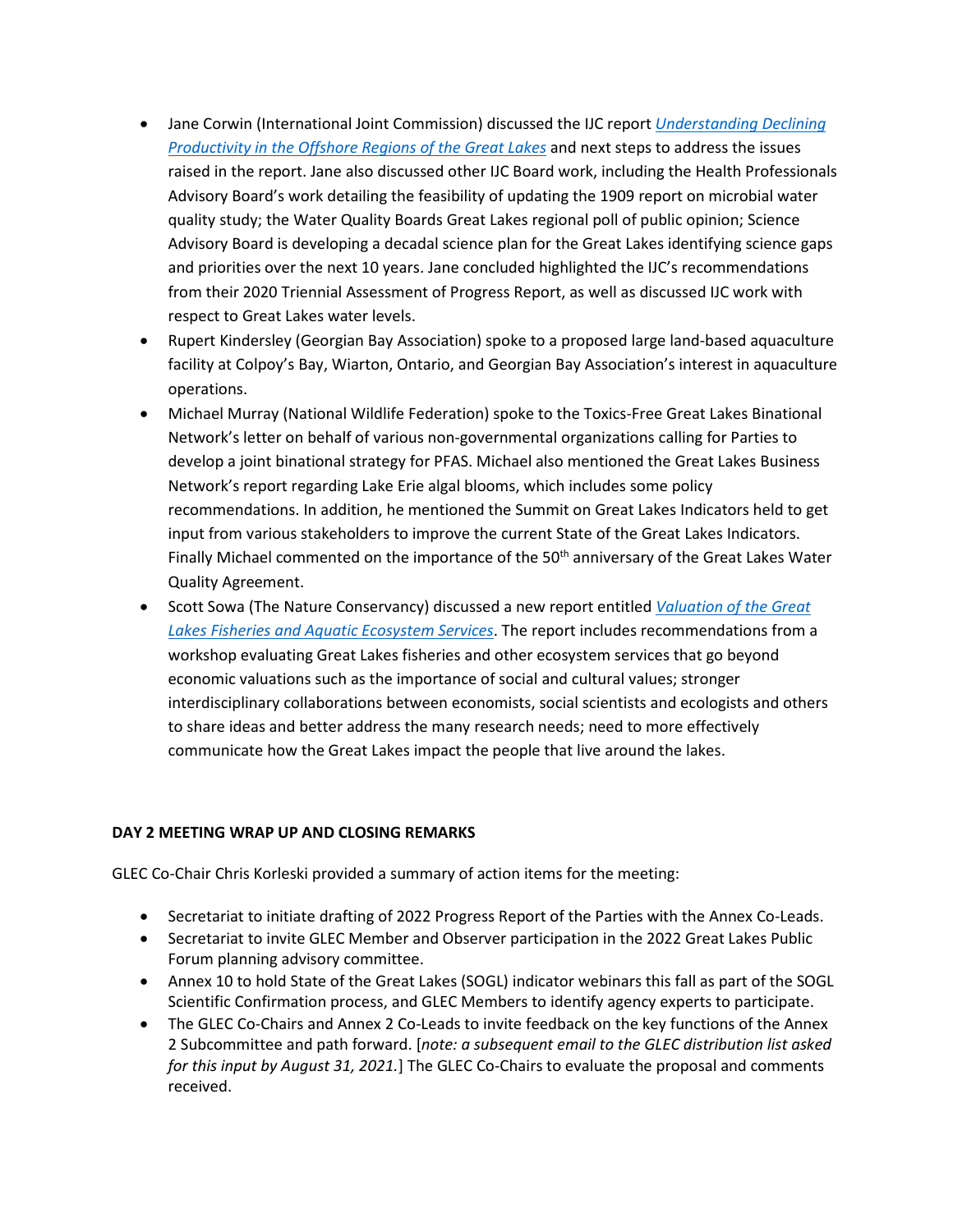- Jane Corwin (International Joint Commission) discussed the IJC report *Understanding Declining Productivity in the Offshore Regions of the Great Lakes* and next steps to address the issues raised in the report. Jane also discussed other IJC Board work, including the Health Professionals Advisory Board's work detailing the feasibility of updating the 1909 report on microbial water quality study; the Water Quality Boards Great Lakes regional poll of public opinion; Science Advisory Board is developing a decadal science plan for the Great Lakes identifying science gaps and priorities over the next 10 years. Jane concluded highlighted the IJC's recommendations from their 2020 Triennial Assessment of Progress Report, as well as discussed IJC work with respect to Great Lakes water levels.
- Rupert Kindersley (Georgian Bay Association) spoke to a proposed large land-based aquaculture facility at Colpoy's Bay, Wiarton, Ontario, and Georgian Bay Association's interest in aquaculture operations.
- Michael Murray (National Wildlife Federation) spoke to the Toxics-Free Great Lakes Binational Network's letter on behalf of various non-governmental organizations calling for Parties to develop a joint binational strategy for PFAS. Michael also mentioned the Great Lakes Business Network's report regarding Lake Erie algal blooms, which includes some policy recommendations. In addition, he mentioned the Summit on Great Lakes Indicators held to get input from various stakeholders to improve the current State of the Great Lakes Indicators. Finally Michael commented on the importance of the 50th anniversary of the Great Lakes Water Quality Agreement.
- Scott Sowa (The Nature Conservancy) discussed a new report entitled *Valuation of the Great Lakes Fisheries and Aquatic Ecosystem Services*. The report includes recommendations from a workshop evaluating Great Lakes fisheries and other ecosystem services that go beyond economic valuations such as the importance of social and cultural values; stronger interdisciplinary collaborations between economists, social scientists and ecologists and others to share ideas and better address the many research needs; need to more effectively communicate how the Great Lakes impact the people that live around the lakes.

**DAY 2 MEETING WRAP UP AND CLOSING REMARKS**

GLEC Co-Chair Chris Korleski provided a summary of action items for the meeting:

- Secretariat to initiate drafting of 2022 Progress Report of the Parties with the Annex Co-Leads.
- Secretariat to invite GLEC Member and Observer participation in the 2022 Great Lakes Public Forum planning advisory committee.
- Annex 10 to hold State of the Great Lakes (SOGL) indicator webinars this fall as part of the SOGL Scientific Confirmation process, and GLEC Members to identify agency experts to participate.
- The GLEC Co-Chairs and Annex 2 Co-Leads to invite feedback on the key functions of the Annex 2 Subcommittee and path forward. [*note: a subsequent email to the GLEC distribution list asked for this input by August 31, 2021.*] The GLEC Co-Chairs to evaluate the proposal and comments received.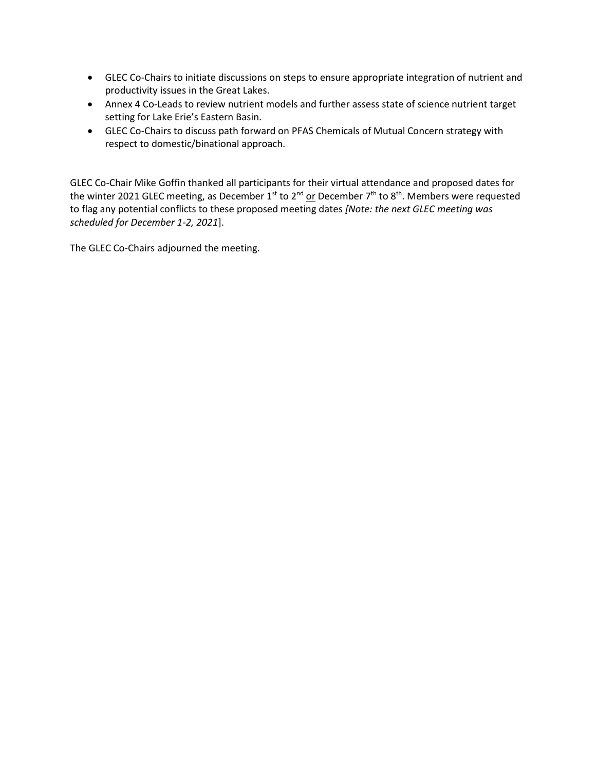- GLEC Co-Chairs to initiate discussions on steps to ensure appropriate integration of nutrient and productivity issues in the Great Lakes.
- Annex 4 Co-Leads to review nutrient models and further assess state of science nutrient target setting for Lake Erie's Eastern Basin.
- GLEC Co-Chairs to discuss path forward on PFAS Chemicals of Mutual Concern strategy with respect to domestic/binational approach.

GLEC Co-Chair Mike Goffin thanked all participants for their virtual attendance and proposed dates for the winter 2021 GLEC meeting, as December 1st to 2nd <u>or</u> December 7th to 8th. Members were requested to flag any potential conflicts to these proposed meeting dates *[Note: the next GLEC meeting was scheduled for December 1-2, 2021*].

The GLEC Co-Chairs adjourned the meeting.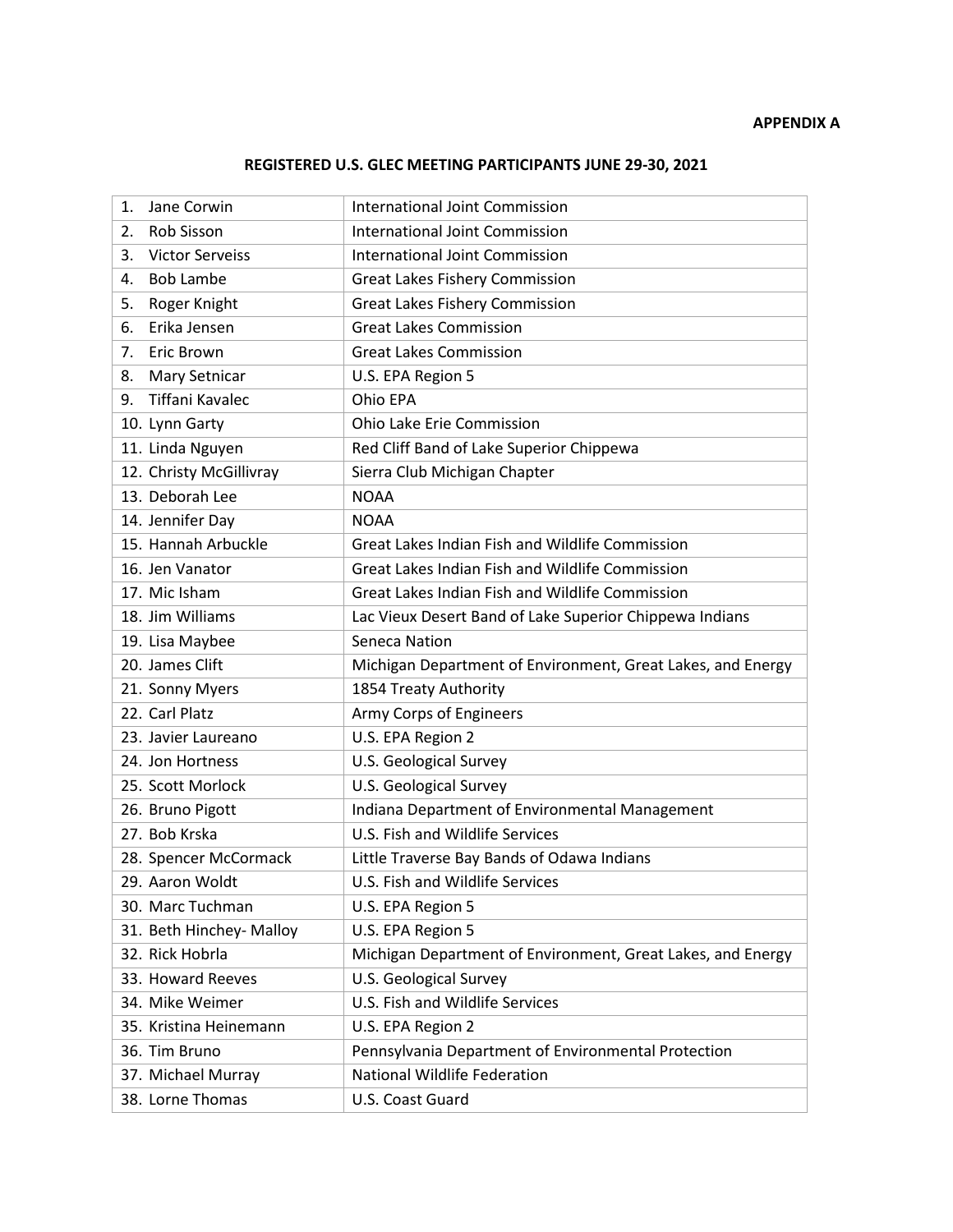**APPENDIX A**

## REGISTERED U.S. GLEC MEETING PARTICIPANTS JUNE 29-30, 2021

| Name | Organization |
|---|---|
| 1. Jane Corwin | International Joint Commission |
| 2. Rob Sisson | International Joint Commission |
| 3. Victor Serveiss | International Joint Commission |
| 4. Bob Lambe | Great Lakes Fishery Commission |
| 5. Roger Knight | Great Lakes Fishery Commission |
| 6. Erika Jensen | Great Lakes Commission |
| 7. Eric Brown | Great Lakes Commission |
| 8. Mary Setnicar | U.S. EPA Region 5 |
| 9. Tiffani Kavalec | Ohio EPA |
| 10. Lynn Garty | Ohio Lake Erie Commission |
| 11. Linda Nguyen | Red Cliff Band of Lake Superior Chippewa |
| 12. Christy McGillivray | Sierra Club Michigan Chapter |
| 13. Deborah Lee | NOAA |
| 14. Jennifer Day | NOAA |
| 15. Hannah Arbuckle | Great Lakes Indian Fish and Wildlife Commission |
| 16. Jen Vanator | Great Lakes Indian Fish and Wildlife Commission |
| 17. Mic Isham | Great Lakes Indian Fish and Wildlife Commission |
| 18. Jim Williams | Lac Vieux Desert Band of Lake Superior Chippewa Indians |
| 19. Lisa Maybee | Seneca Nation |
| 20. James Clift | Michigan Department of Environment, Great Lakes, and Energy |
| 21. Sonny Myers | 1854 Treaty Authority |
| 22. Carl Platz | Army Corps of Engineers |
| 23. Javier Laureano | U.S. EPA Region 2 |
| 24. Jon Hortness | U.S. Geological Survey |
| 25. Scott Morlock | U.S. Geological Survey |
| 26. Bruno Pigott | Indiana Department of Environmental Management |
| 27. Bob Krska | U.S. Fish and Wildlife Services |
| 28. Spencer McCormack | Little Traverse Bay Bands of Odawa Indians |
| 29. Aaron Woldt | U.S. Fish and Wildlife Services |
| 30. Marc Tuchman | U.S. EPA Region 5 |
| 31. Beth Hinchey- Malloy | U.S. EPA Region 5 |
| 32. Rick Hobrla | Michigan Department of Environment, Great Lakes, and Energy |
| 33. Howard Reeves | U.S. Geological Survey |
| 34. Mike Weimer | U.S. Fish and Wildlife Services |
| 35. Kristina Heinemann | U.S. EPA Region 2 |
| 36. Tim Bruno | Pennsylvania Department of Environmental Protection |
| 37. Michael Murray | National Wildlife Federation |
| 38. Lorne Thomas | U.S. Coast Guard |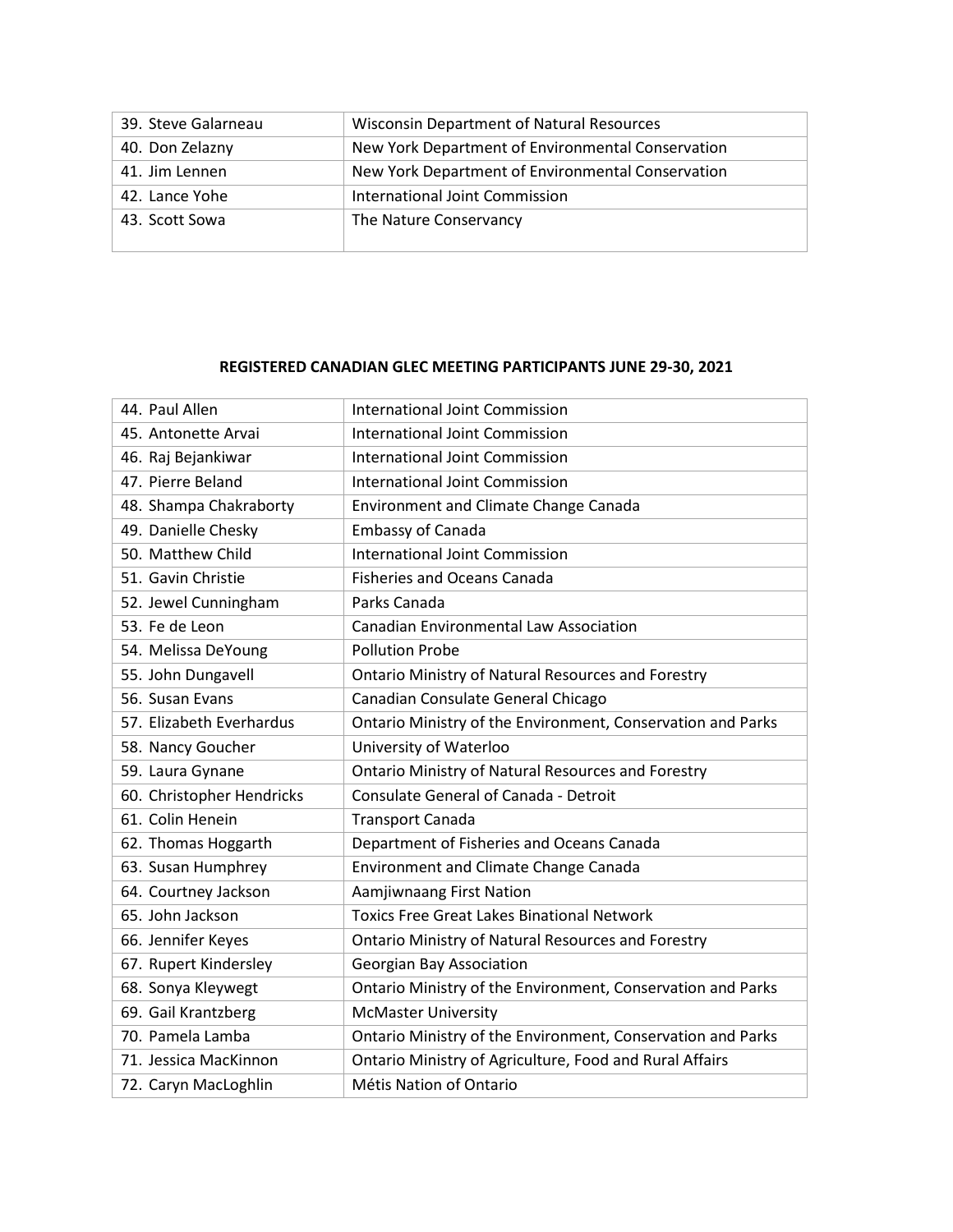| 39. Steve Galarneau | Wisconsin Department of Natural Resources |
|---|---|
| 40. Don Zelazny | New York Department of Environmental Conservation |
| 41. Jim Lennen | New York Department of Environmental Conservation |
| 42. Lance Yohe | International Joint Commission |
| 43. Scott Sowa | The Nature Conservancy |

**REGISTERED CANADIAN GLEC MEETING PARTICIPANTS JUNE 29-30, 2021**

| 44. Paul Allen | International Joint Commission |
|---|---|
| 45. Antonette Arvai | International Joint Commission |
| 46. Raj Bejankiwar | International Joint Commission |
| 47. Pierre Beland | International Joint Commission |
| 48. Shampa Chakraborty | Environment and Climate Change Canada |
| 49. Danielle Chesky | Embassy of Canada |
| 50. Matthew Child | International Joint Commission |
| 51. Gavin Christie | Fisheries and Oceans Canada |
| 52. Jewel Cunningham | Parks Canada |
| 53. Fe de Leon | Canadian Environmental Law Association |
| 54. Melissa DeYoung | Pollution Probe |
| 55. John Dungavell | Ontario Ministry of Natural Resources and Forestry |
| 56. Susan Evans | Canadian Consulate General Chicago |
| 57. Elizabeth Everhardus | Ontario Ministry of the Environment, Conservation and Parks |
| 58. Nancy Goucher | University of Waterloo |
| 59. Laura Gynane | Ontario Ministry of Natural Resources and Forestry |
| 60. Christopher Hendricks | Consulate General of Canada - Detroit |
| 61. Colin Henein | Transport Canada |
| 62. Thomas Hoggarth | Department of Fisheries and Oceans Canada |
| 63. Susan Humphrey | Environment and Climate Change Canada |
| 64. Courtney Jackson | Aamjiwnaang First Nation |
| 65. John Jackson | Toxics Free Great Lakes Binational Network |
| 66. Jennifer Keyes | Ontario Ministry of Natural Resources and Forestry |
| 67. Rupert Kindersley | Georgian Bay Association |
| 68. Sonya Kleywegt | Ontario Ministry of the Environment, Conservation and Parks |
| 69. Gail Krantzberg | McMaster University |
| 70. Pamela Lamba | Ontario Ministry of the Environment, Conservation and Parks |
| 71. Jessica MacKinnon | Ontario Ministry of Agriculture, Food and Rural Affairs |
| 72. Caryn MacLoghlin | Métis Nation of Ontario |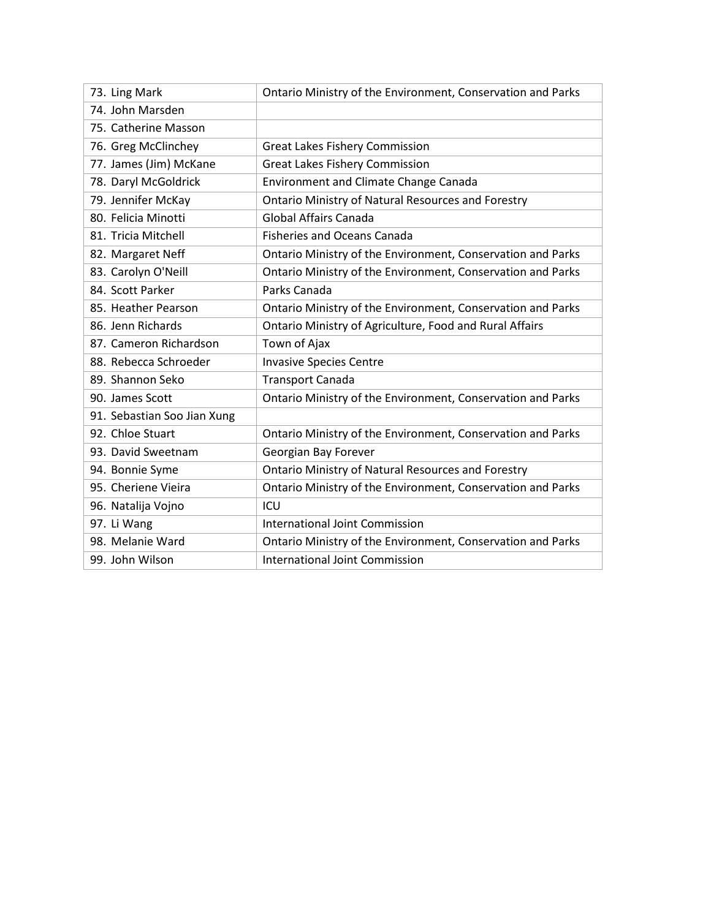| | |
|---|---|
| 73. Ling Mark | Ontario Ministry of the Environment, Conservation and Parks |
| 74. John Marsden | |
| 75. Catherine Masson | |
| 76. Greg McClinchey | Great Lakes Fishery Commission |
| 77. James (Jim) McKane | Great Lakes Fishery Commission |
| 78. Daryl McGoldrick | Environment and Climate Change Canada |
| 79. Jennifer McKay | Ontario Ministry of Natural Resources and Forestry |
| 80. Felicia Minotti | Global Affairs Canada |
| 81. Tricia Mitchell | Fisheries and Oceans Canada |
| 82. Margaret Neff | Ontario Ministry of the Environment, Conservation and Parks |
| 83. Carolyn O'Neill | Ontario Ministry of the Environment, Conservation and Parks |
| 84. Scott Parker | Parks Canada |
| 85. Heather Pearson | Ontario Ministry of the Environment, Conservation and Parks |
| 86. Jenn Richards | Ontario Ministry of Agriculture, Food and Rural Affairs |
| 87. Cameron Richardson | Town of Ajax |
| 88. Rebecca Schroeder | Invasive Species Centre |
| 89. Shannon Seko | Transport Canada |
| 90. James Scott | Ontario Ministry of the Environment, Conservation and Parks |
| 91. Sebastian Soo Jian Xung | |
| 92. Chloe Stuart | Ontario Ministry of the Environment, Conservation and Parks |
| 93. David Sweetnam | Georgian Bay Forever |
| 94. Bonnie Syme | Ontario Ministry of Natural Resources and Forestry |
| 95. Cheriene Vieira | Ontario Ministry of the Environment, Conservation and Parks |
| 96. Natalija Vojno | ICU |
| 97. Li Wang | International Joint Commission |
| 98. Melanie Ward | Ontario Ministry of the Environment, Conservation and Parks |
| 99. John Wilson | International Joint Commission |